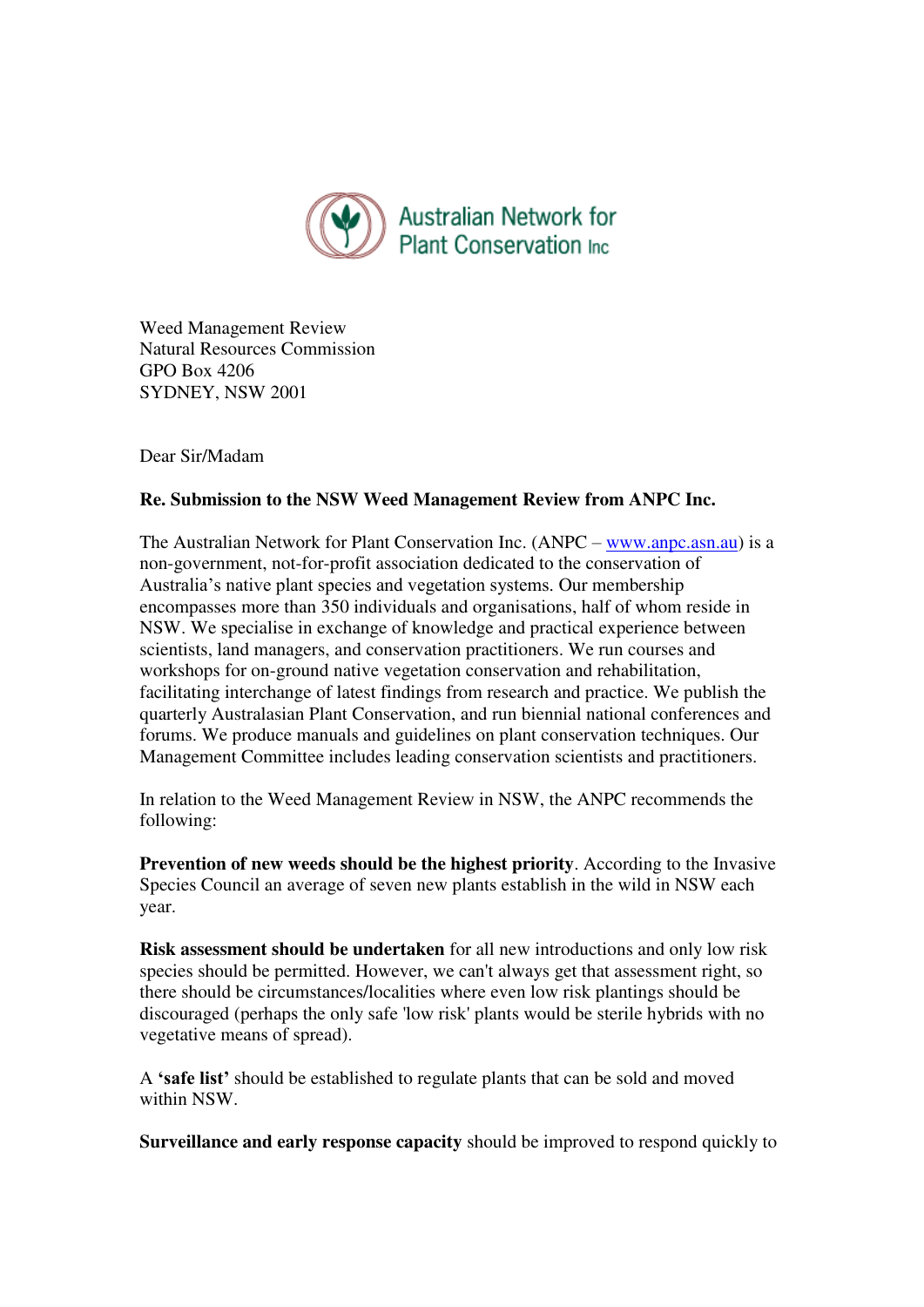Australian Network for Plant Conservation Inc

Weed Management Review
Natural Resources Commission
GPO Box 4206
SYDNEY, NSW 2001

Dear Sir/Madam

**Re. Submission to the NSW Weed Management Review from ANPC Inc.**

The Australian Network for Plant Conservation Inc. (ANPC – www.anpc.asn.au) is a non-government, not-for-profit association dedicated to the conservation of Australia's native plant species and vegetation systems. Our membership encompasses more than 350 individuals and organisations, half of whom reside in NSW. We specialise in exchange of knowledge and practical experience between scientists, land managers, and conservation practitioners. We run courses and workshops for on-ground native vegetation conservation and rehabilitation, facilitating interchange of latest findings from research and practice. We publish the quarterly Australasian Plant Conservation, and run biennial national conferences and forums. We produce manuals and guidelines on plant conservation techniques. Our Management Committee includes leading conservation scientists and practitioners.

In relation to the Weed Management Review in NSW, the ANPC recommends the following:

**Prevention of new weeds should be the highest priority**. According to the Invasive Species Council an average of seven new plants establish in the wild in NSW each year.

**Risk assessment should be undertaken** for all new introductions and only low risk species should be permitted. However, we can't always get that assessment right, so there should be circumstances/localities where even low risk plantings should be discouraged (perhaps the only safe 'low risk' plants would be sterile hybrids with no vegetative means of spread).

A **'safe list'** should be established to regulate plants that can be sold and moved within NSW.

**Surveillance and early response capacity** should be improved to respond quickly to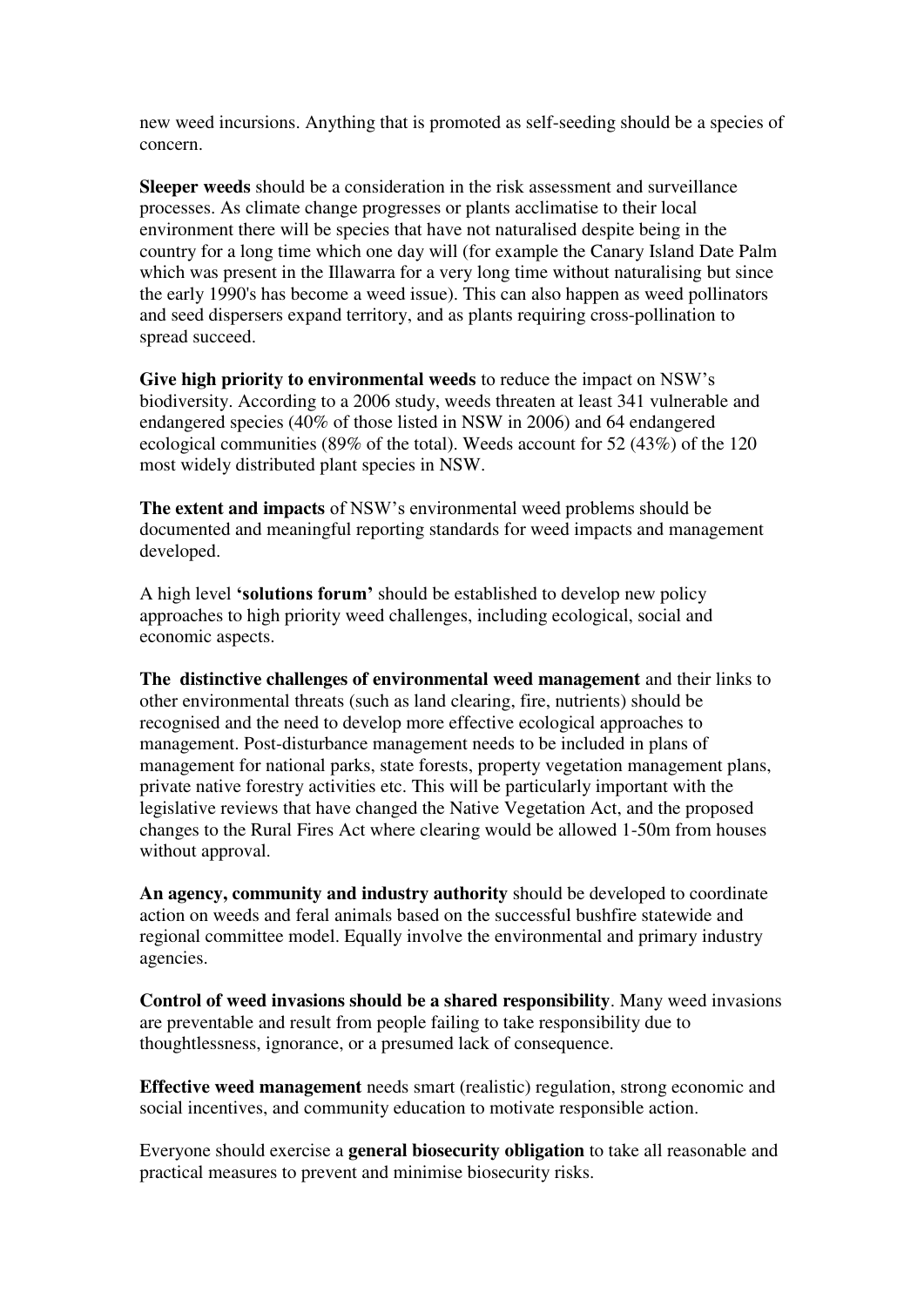new weed incursions. Anything that is promoted as self-seeding should be a species of concern.

**Sleeper weeds** should be a consideration in the risk assessment and surveillance processes. As climate change progresses or plants acclimatise to their local environment there will be species that have not naturalised despite being in the country for a long time which one day will (for example the Canary Island Date Palm which was present in the Illawarra for a very long time without naturalising but since the early 1990's has become a weed issue). This can also happen as weed pollinators and seed dispersers expand territory, and as plants requiring cross-pollination to spread succeed.

**Give high priority to environmental weeds** to reduce the impact on NSW's biodiversity. According to a 2006 study, weeds threaten at least 341 vulnerable and endangered species (40% of those listed in NSW in 2006) and 64 endangered ecological communities (89% of the total). Weeds account for 52 (43%) of the 120 most widely distributed plant species in NSW.

**The extent and impacts** of NSW's environmental weed problems should be documented and meaningful reporting standards for weed impacts and management developed.

A high level **'solutions forum'** should be established to develop new policy approaches to high priority weed challenges, including ecological, social and economic aspects.

**The distinctive challenges of environmental weed management** and their links to other environmental threats (such as land clearing, fire, nutrients) should be recognised and the need to develop more effective ecological approaches to management. Post-disturbance management needs to be included in plans of management for national parks, state forests, property vegetation management plans, private native forestry activities etc. This will be particularly important with the legislative reviews that have changed the Native Vegetation Act, and the proposed changes to the Rural Fires Act where clearing would be allowed 1-50m from houses without approval.

**An agency, community and industry authority** should be developed to coordinate action on weeds and feral animals based on the successful bushfire statewide and regional committee model. Equally involve the environmental and primary industry agencies.

**Control of weed invasions should be a shared responsibility**. Many weed invasions are preventable and result from people failing to take responsibility due to thoughtlessness, ignorance, or a presumed lack of consequence.

**Effective weed management** needs smart (realistic) regulation, strong economic and social incentives, and community education to motivate responsible action.

Everyone should exercise a **general biosecurity obligation** to take all reasonable and practical measures to prevent and minimise biosecurity risks.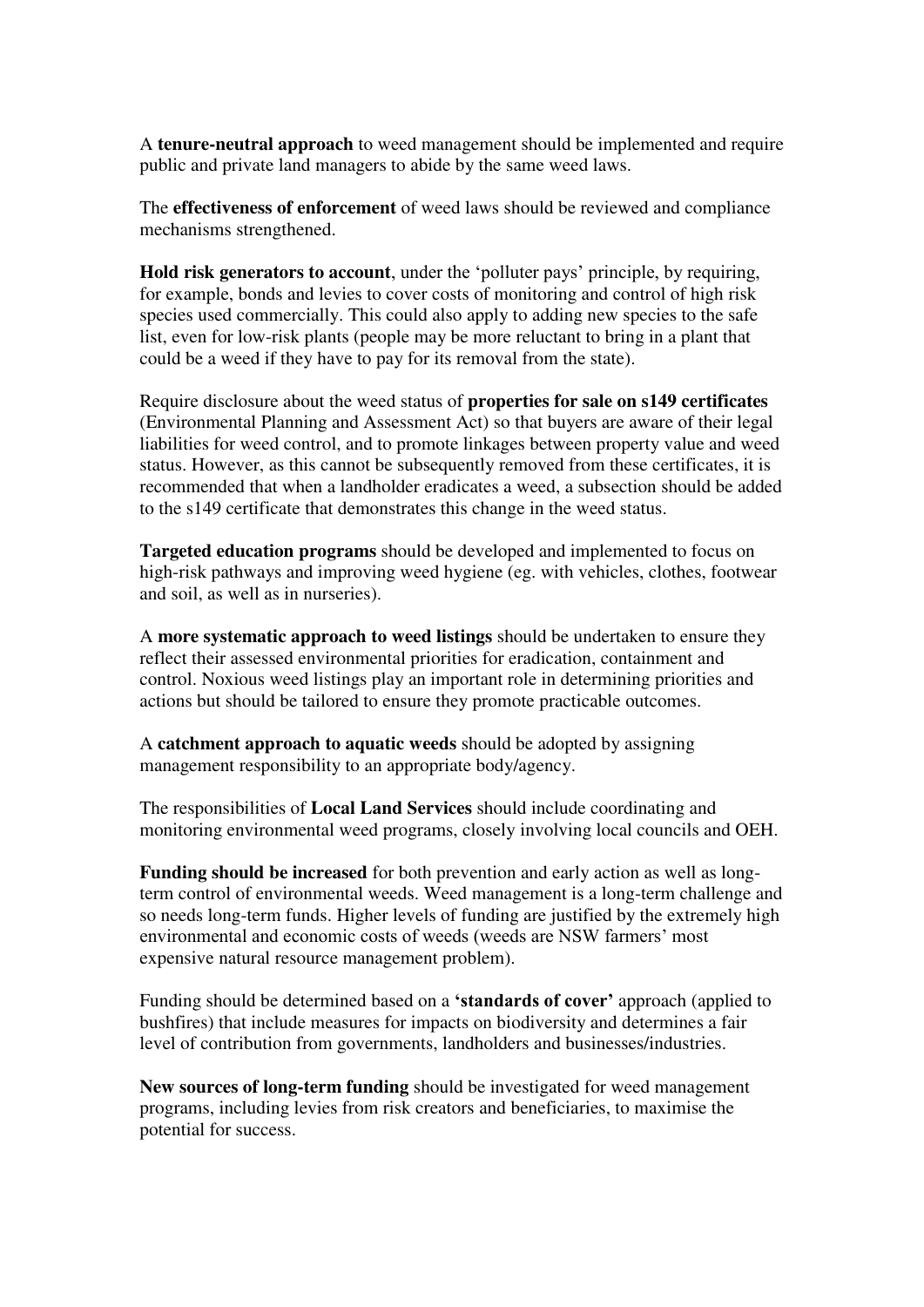A **tenure-neutral approach** to weed management should be implemented and require public and private land managers to abide by the same weed laws.

The **effectiveness of enforcement** of weed laws should be reviewed and compliance mechanisms strengthened.

**Hold risk generators to account**, under the 'polluter pays' principle, by requiring, for example, bonds and levies to cover costs of monitoring and control of high risk species used commercially. This could also apply to adding new species to the safe list, even for low-risk plants (people may be more reluctant to bring in a plant that could be a weed if they have to pay for its removal from the state).

Require disclosure about the weed status of **properties for sale on s149 certificates** (Environmental Planning and Assessment Act) so that buyers are aware of their legal liabilities for weed control, and to promote linkages between property value and weed status. However, as this cannot be subsequently removed from these certificates, it is recommended that when a landholder eradicates a weed, a subsection should be added to the s149 certificate that demonstrates this change in the weed status.

**Targeted education programs** should be developed and implemented to focus on high-risk pathways and improving weed hygiene (eg. with vehicles, clothes, footwear and soil, as well as in nurseries).

A **more systematic approach to weed listings** should be undertaken to ensure they reflect their assessed environmental priorities for eradication, containment and control. Noxious weed listings play an important role in determining priorities and actions but should be tailored to ensure they promote practicable outcomes.

A **catchment approach to aquatic weeds** should be adopted by assigning management responsibility to an appropriate body/agency.

The responsibilities of **Local Land Services** should include coordinating and monitoring environmental weed programs, closely involving local councils and OEH.

**Funding should be increased** for both prevention and early action as well as long-term control of environmental weeds. Weed management is a long-term challenge and so needs long-term funds. Higher levels of funding are justified by the extremely high environmental and economic costs of weeds (weeds are NSW farmers' most expensive natural resource management problem).

Funding should be determined based on a **'standards of cover'** approach (applied to bushfires) that include measures for impacts on biodiversity and determines a fair level of contribution from governments, landholders and businesses/industries.

**New sources of long-term funding** should be investigated for weed management programs, including levies from risk creators and beneficiaries, to maximise the potential for success.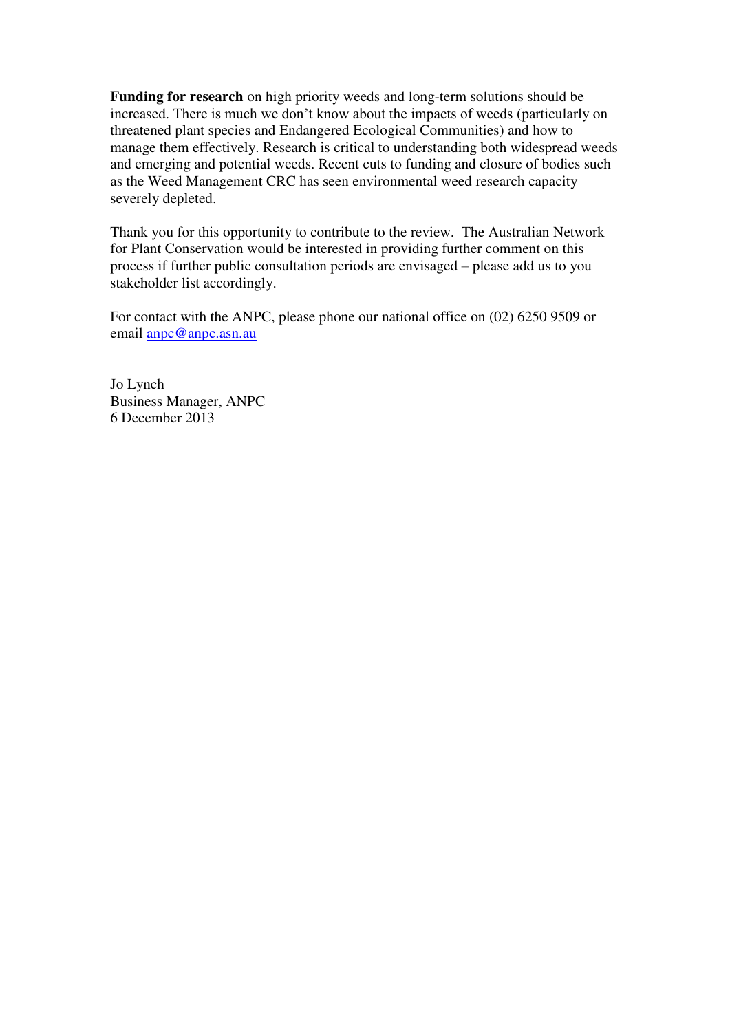**Funding for research** on high priority weeds and long-term solutions should be increased. There is much we don't know about the impacts of weeds (particularly on threatened plant species and Endangered Ecological Communities) and how to manage them effectively. Research is critical to understanding both widespread weeds and emerging and potential weeds. Recent cuts to funding and closure of bodies such as the Weed Management CRC has seen environmental weed research capacity severely depleted.

Thank you for this opportunity to contribute to the review. The Australian Network for Plant Conservation would be interested in providing further comment on this process if further public consultation periods are envisaged – please add us to you stakeholder list accordingly.

For contact with the ANPC, please phone our national office on (02) 6250 9509 or email anpc@anpc.asn.au

Jo Lynch
Business Manager, ANPC
6 December 2013